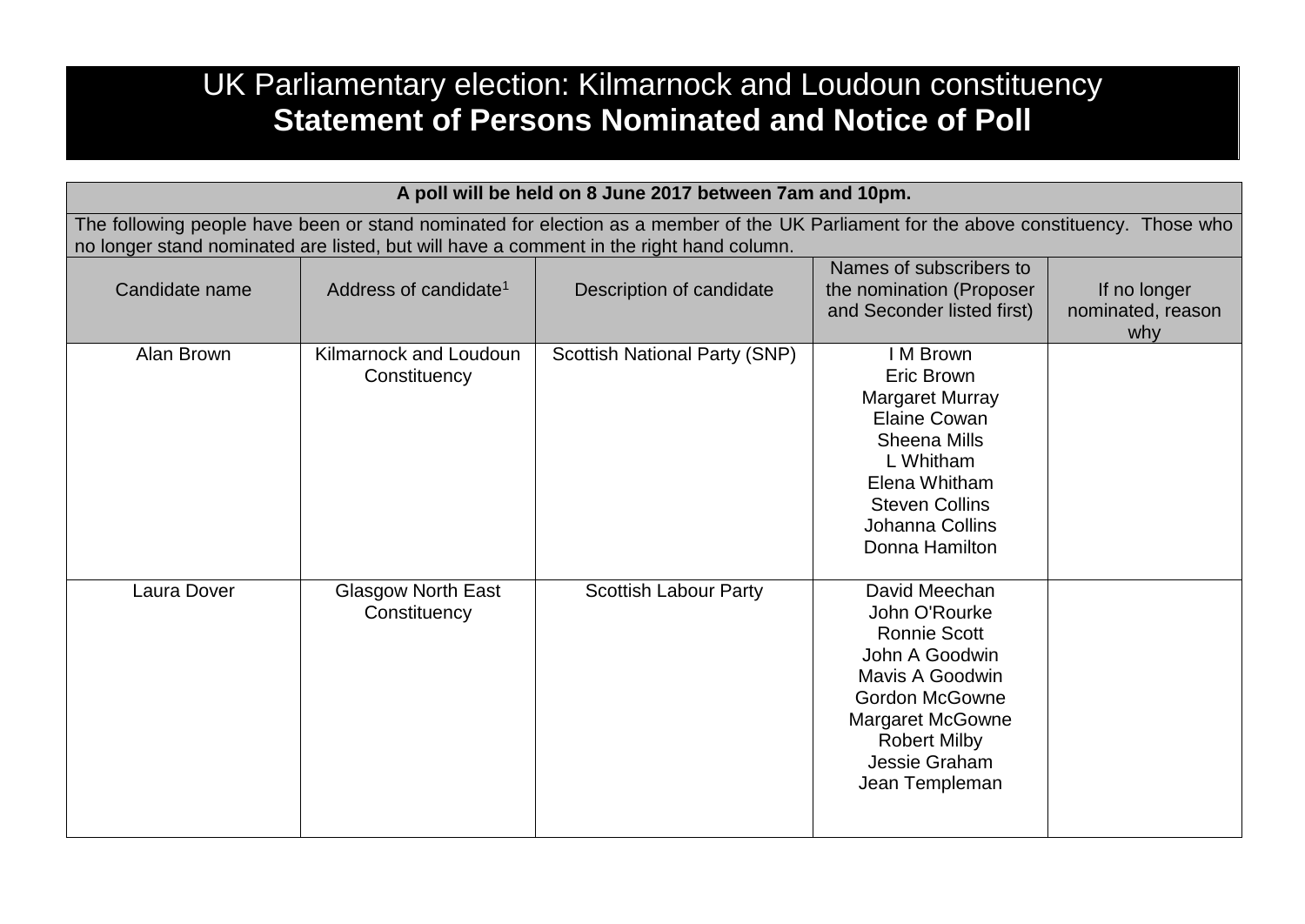# UK Parliamentary election: Kilmarnock and Loudoun constituency
# **Statement of Persons Nominated and Notice of Poll**

**A poll will be held on 8 June 2017 between 7am and 10pm.**

The following people have been or stand nominated for election as a member of the UK Parliament for the above constituency. Those who no longer stand nominated are listed, but will have a comment in the right hand column.

| Candidate name | Address of candidate[1] | Description of candidate | Names of subscribers to the nomination (Proposer and Seconder listed first) | If no longer nominated, reason why |
|---|---|---|---|---|
| Alan Brown | Kilmarnock and Loudoun Constituency | Scottish National Party (SNP) | I M Brown<br>Eric Brown<br>Margaret Murray<br>Elaine Cowan<br>Sheena Mills<br>L Whitham<br>Elena Whitham<br>Steven Collins<br>Johanna Collins<br>Donna Hamilton | |
| Laura Dover | Glasgow North East Constituency | Scottish Labour Party | David Meechan<br>John O'Rourke<br>Ronnie Scott<br>John A Goodwin<br>Mavis A Goodwin<br>Gordon McGowne<br>Margaret McGowne<br>Robert Milby<br>Jessie Graham<br>Jean Templeman | |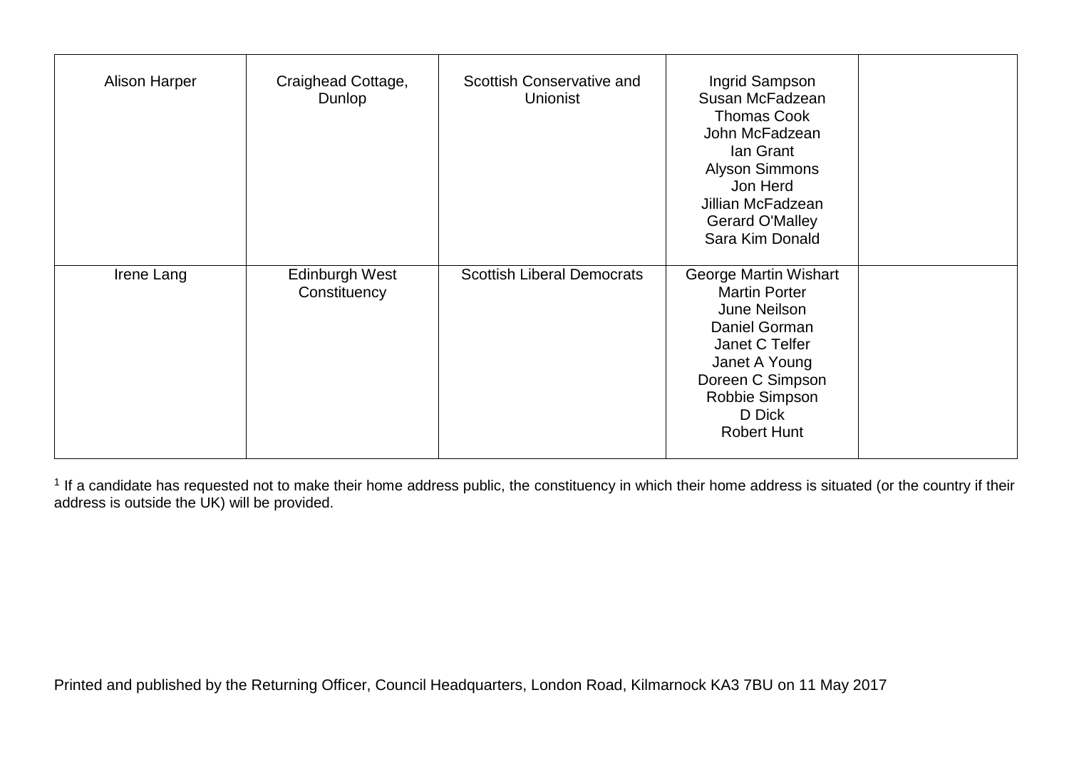| | | | | |
|---|---|---|---|---|
| Alison Harper | Craighead Cottage, Dunlop | Scottish Conservative and Unionist | Ingrid Sampson<br>Susan McFadzean<br>Thomas Cook<br>John McFadzean<br>Ian Grant<br>Alyson Simmons<br>Jon Herd<br>Jillian McFadzean<br>Gerard O'Malley<br>Sara Kim Donald | |
| Irene Lang | Edinburgh West Constituency | Scottish Liberal Democrats | George Martin Wishart<br>Martin Porter<br>June Neilson<br>Daniel Gorman<br>Janet C Telfer<br>Janet A Young<br>Doreen C Simpson<br>Robbie Simpson<br>D Dick<br>Robert Hunt | |

[1] If a candidate has requested not to make their home address public, the constituency in which their home address is situated (or the country if their address is outside the UK) will be provided.

Printed and published by the Returning Officer, Council Headquarters, London Road, Kilmarnock KA3 7BU on 11 May 2017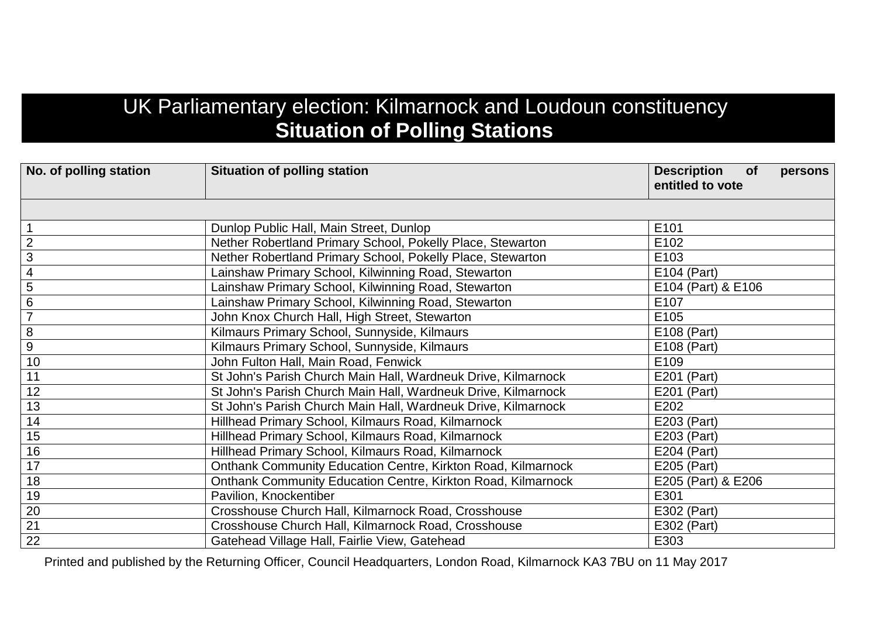# UK Parliamentary election: Kilmarnock and Loudoun constituency
## **Situation of Polling Stations**

| No. of polling station | Situation of polling station | Description of persons entitled to vote |
|---|---|---|
| | | |
| 1 | Dunlop Public Hall, Main Street, Dunlop | E101 |
| 2 | Nether Robertland Primary School, Pokelly Place, Stewarton | E102 |
| 3 | Nether Robertland Primary School, Pokelly Place, Stewarton | E103 |
| 4 | Lainshaw Primary School, Kilwinning Road, Stewarton | E104 (Part) |
| 5 | Lainshaw Primary School, Kilwinning Road, Stewarton | E104 (Part) & E106 |
| 6 | Lainshaw Primary School, Kilwinning Road, Stewarton | E107 |
| 7 | John Knox Church Hall, High Street, Stewarton | E105 |
| 8 | Kilmaurs Primary School, Sunnyside, Kilmaurs | E108 (Part) |
| 9 | Kilmaurs Primary School, Sunnyside, Kilmaurs | E108 (Part) |
| 10 | John Fulton Hall, Main Road, Fenwick | E109 |
| 11 | St John's Parish Church Main Hall, Wardneuk Drive, Kilmarnock | E201 (Part) |
| 12 | St John's Parish Church Main Hall, Wardneuk Drive, Kilmarnock | E201 (Part) |
| 13 | St John's Parish Church Main Hall, Wardneuk Drive, Kilmarnock | E202 |
| 14 | Hillhead Primary School, Kilmaurs Road, Kilmarnock | E203 (Part) |
| 15 | Hillhead Primary School, Kilmaurs Road, Kilmarnock | E203 (Part) |
| 16 | Hillhead Primary School, Kilmaurs Road, Kilmarnock | E204 (Part) |
| 17 | Onthank Community Education Centre, Kirkton Road, Kilmarnock | E205 (Part) |
| 18 | Onthank Community Education Centre, Kirkton Road, Kilmarnock | E205 (Part) & E206 |
| 19 | Pavilion, Knockentiber | E301 |
| 20 | Crosshouse Church Hall, Kilmarnock Road, Crosshouse | E302 (Part) |
| 21 | Crosshouse Church Hall, Kilmarnock Road, Crosshouse | E302 (Part) |
| 22 | Gatehead Village Hall, Fairlie View, Gatehead | E303 |

Printed and published by the Returning Officer, Council Headquarters, London Road, Kilmarnock KA3 7BU on 11 May 2017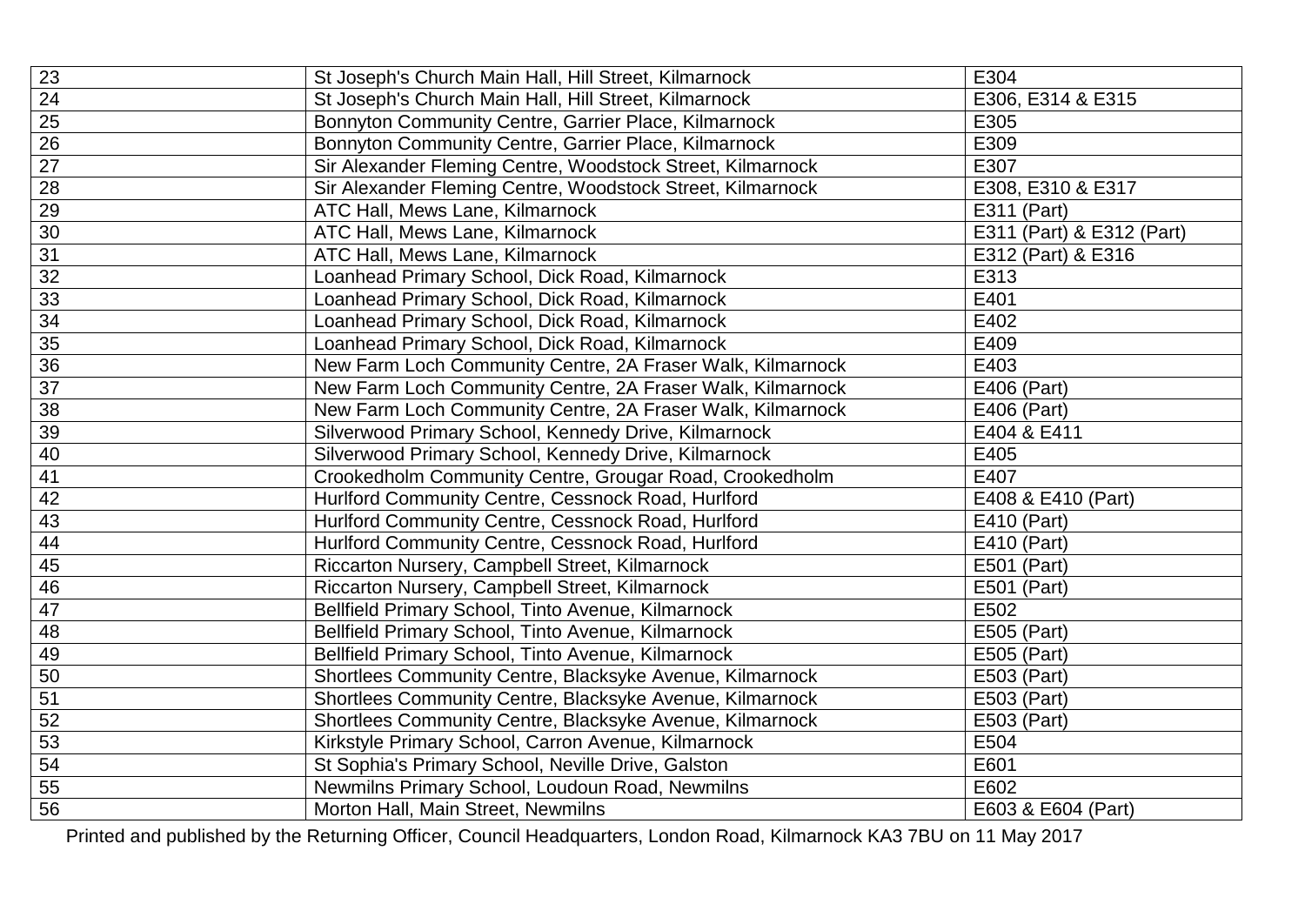| 23 | St Joseph's Church Main Hall, Hill Street, Kilmarnock | E304 |
|---|---|---|
| 24 | St Joseph's Church Main Hall, Hill Street, Kilmarnock | E306, E314 & E315 |
| 25 | Bonnyton Community Centre, Garrier Place, Kilmarnock | E305 |
| 26 | Bonnyton Community Centre, Garrier Place, Kilmarnock | E309 |
| 27 | Sir Alexander Fleming Centre, Woodstock Street, Kilmarnock | E307 |
| 28 | Sir Alexander Fleming Centre, Woodstock Street, Kilmarnock | E308, E310 & E317 |
| 29 | ATC Hall, Mews Lane, Kilmarnock | E311 (Part) |
| 30 | ATC Hall, Mews Lane, Kilmarnock | E311 (Part) & E312 (Part) |
| 31 | ATC Hall, Mews Lane, Kilmarnock | E312 (Part) & E316 |
| 32 | Loanhead Primary School, Dick Road, Kilmarnock | E313 |
| 33 | Loanhead Primary School, Dick Road, Kilmarnock | E401 |
| 34 | Loanhead Primary School, Dick Road, Kilmarnock | E402 |
| 35 | Loanhead Primary School, Dick Road, Kilmarnock | E409 |
| 36 | New Farm Loch Community Centre, 2A Fraser Walk, Kilmarnock | E403 |
| 37 | New Farm Loch Community Centre, 2A Fraser Walk, Kilmarnock | E406 (Part) |
| 38 | New Farm Loch Community Centre, 2A Fraser Walk, Kilmarnock | E406 (Part) |
| 39 | Silverwood Primary School, Kennedy Drive, Kilmarnock | E404 & E411 |
| 40 | Silverwood Primary School, Kennedy Drive, Kilmarnock | E405 |
| 41 | Crookedholm Community Centre, Grougar Road, Crookedholm | E407 |
| 42 | Hurlford Community Centre, Cessnock Road, Hurlford | E408 & E410 (Part) |
| 43 | Hurlford Community Centre, Cessnock Road, Hurlford | E410 (Part) |
| 44 | Hurlford Community Centre, Cessnock Road, Hurlford | E410 (Part) |
| 45 | Riccarton Nursery, Campbell Street, Kilmarnock | E501 (Part) |
| 46 | Riccarton Nursery, Campbell Street, Kilmarnock | E501 (Part) |
| 47 | Bellfield Primary School, Tinto Avenue, Kilmarnock | E502 |
| 48 | Bellfield Primary School, Tinto Avenue, Kilmarnock | E505 (Part) |
| 49 | Bellfield Primary School, Tinto Avenue, Kilmarnock | E505 (Part) |
| 50 | Shortlees Community Centre, Blacksyke Avenue, Kilmarnock | E503 (Part) |
| 51 | Shortlees Community Centre, Blacksyke Avenue, Kilmarnock | E503 (Part) |
| 52 | Shortlees Community Centre, Blacksyke Avenue, Kilmarnock | E503 (Part) |
| 53 | Kirkstyle Primary School, Carron Avenue, Kilmarnock | E504 |
| 54 | St Sophia's Primary School, Neville Drive, Galston | E601 |
| 55 | Newmilns Primary School, Loudoun Road, Newmilns | E602 |
| 56 | Morton Hall, Main Street, Newmilns | E603 & E604 (Part) |

Printed and published by the Returning Officer, Council Headquarters, London Road, Kilmarnock KA3 7BU on 11 May 2017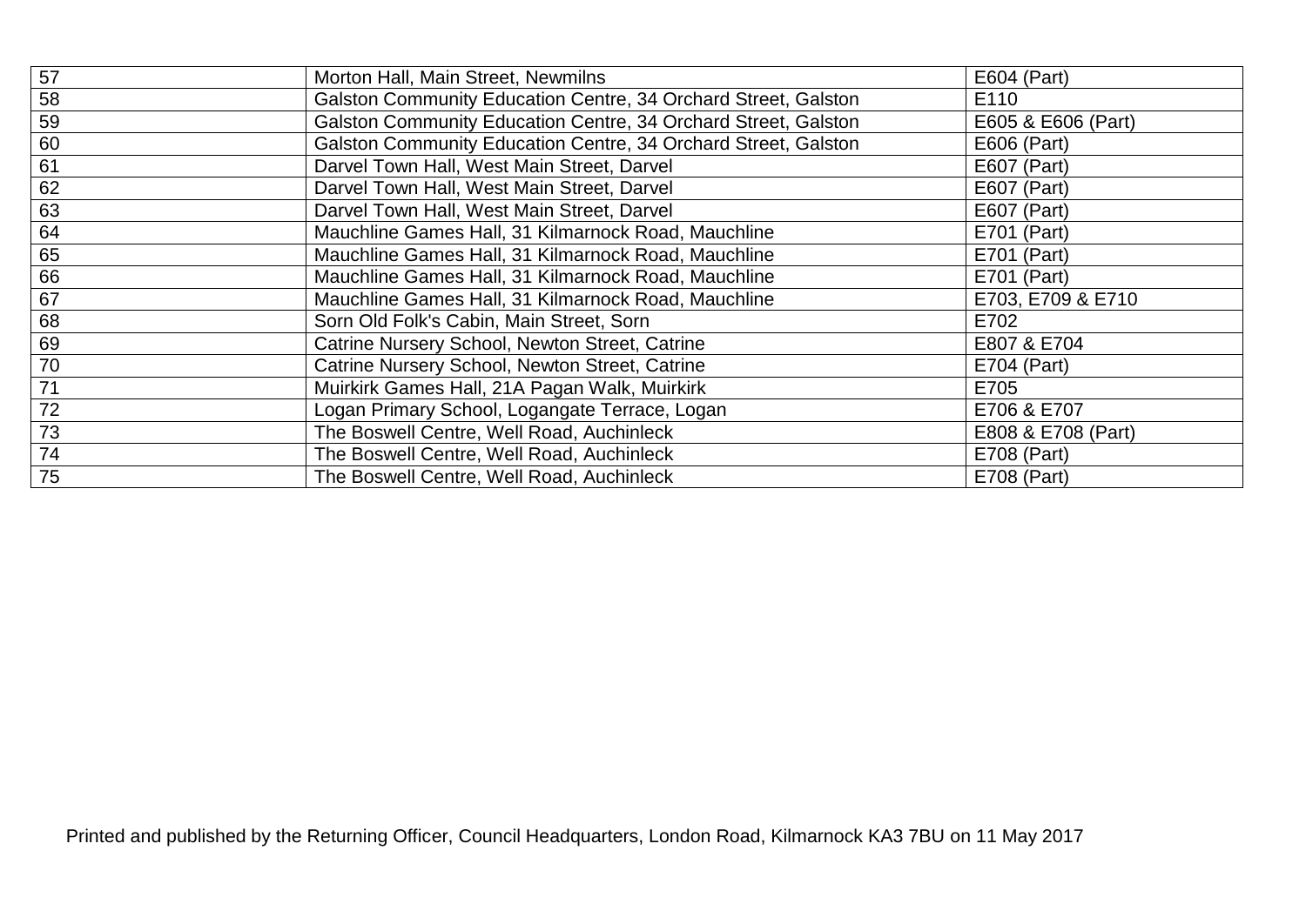| | | |
|---|---|---|
| 57 | Morton Hall, Main Street, Newmilns | E604 (Part) |
| 58 | Galston Community Education Centre, 34 Orchard Street, Galston | E110 |
| 59 | Galston Community Education Centre, 34 Orchard Street, Galston | E605 & E606 (Part) |
| 60 | Galston Community Education Centre, 34 Orchard Street, Galston | E606 (Part) |
| 61 | Darvel Town Hall, West Main Street, Darvel | E607 (Part) |
| 62 | Darvel Town Hall, West Main Street, Darvel | E607 (Part) |
| 63 | Darvel Town Hall, West Main Street, Darvel | E607 (Part) |
| 64 | Mauchline Games Hall, 31 Kilmarnock Road, Mauchline | E701 (Part) |
| 65 | Mauchline Games Hall, 31 Kilmarnock Road, Mauchline | E701 (Part) |
| 66 | Mauchline Games Hall, 31 Kilmarnock Road, Mauchline | E701 (Part) |
| 67 | Mauchline Games Hall, 31 Kilmarnock Road, Mauchline | E703, E709 & E710 |
| 68 | Sorn Old Folk's Cabin, Main Street, Sorn | E702 |
| 69 | Catrine Nursery School, Newton Street, Catrine | E807 & E704 |
| 70 | Catrine Nursery School, Newton Street, Catrine | E704 (Part) |
| 71 | Muirkirk Games Hall, 21A Pagan Walk, Muirkirk | E705 |
| 72 | Logan Primary School, Logangate Terrace, Logan | E706 & E707 |
| 73 | The Boswell Centre, Well Road, Auchinleck | E808 & E708 (Part) |
| 74 | The Boswell Centre, Well Road, Auchinleck | E708 (Part) |
| 75 | The Boswell Centre, Well Road, Auchinleck | E708 (Part) |

Printed and published by the Returning Officer, Council Headquarters, London Road, Kilmarnock KA3 7BU on 11 May 2017